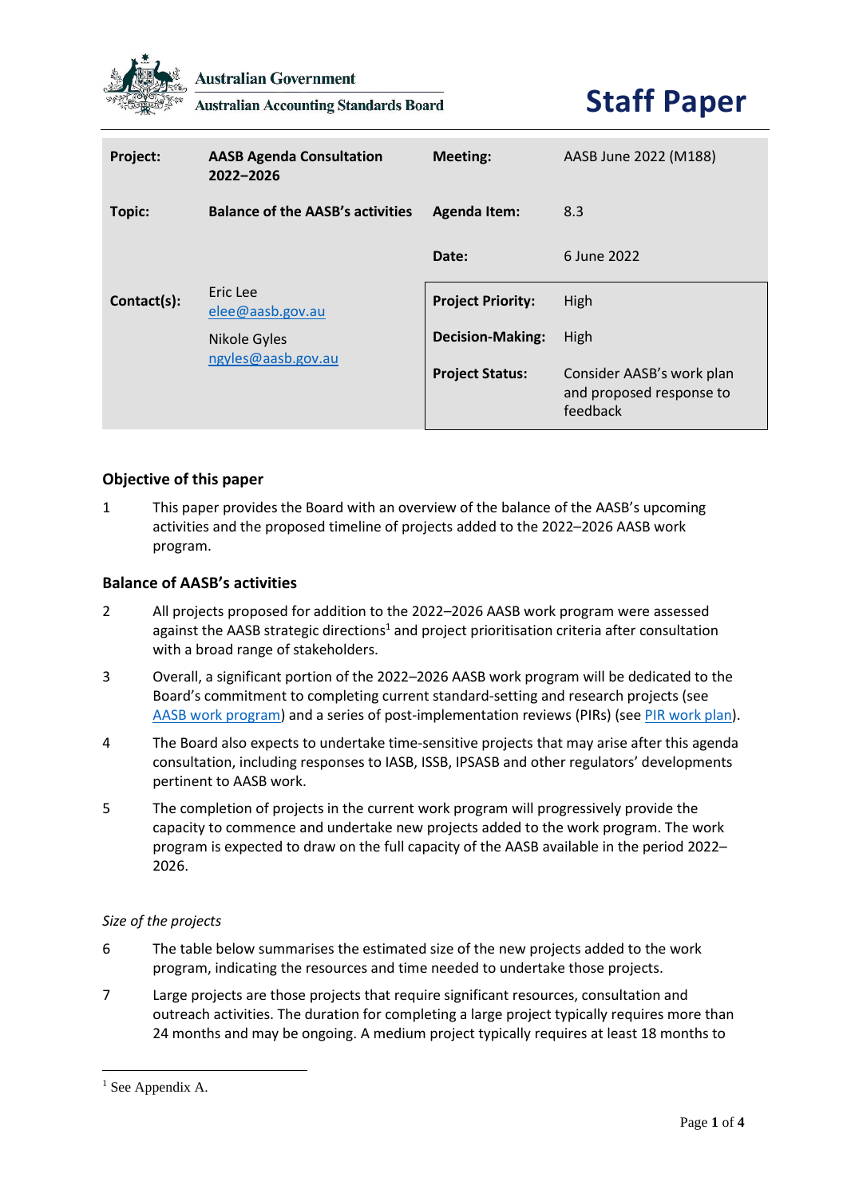Australian Government

Australian Accounting Standards Board

# Staff Paper

| Project: | AASB Agenda Consultation 2022–2026 | Meeting: | AASB June 2022 (M188) |
| --- | --- | --- | --- |
| Topic: | Balance of the AASB's activities | Agenda Item: | 8.3 |
| | | Date: | 6 June 2022 |
| Contact(s): | Eric Lee elee@aasb.gov.au Nikole Gyles ngyles@aasb.gov.au | Project Priority: | High |
| | | Decision-Making: | High |
| | | Project Status: | Consider AASB's work plan and proposed response to feedback |

## Objective of this paper

1 This paper provides the Board with an overview of the balance of the AASB's upcoming activities and the proposed timeline of projects added to the 2022–2026 AASB work program.

## Balance of AASB's activities

2 All projects proposed for addition to the 2022–2026 AASB work program were assessed against the AASB strategic directions[1] and project prioritisation criteria after consultation with a broad range of stakeholders.

3 Overall, a significant portion of the 2022–2026 AASB work program will be dedicated to the Board's commitment to completing current standard-setting and research projects (see AASB work program) and a series of post-implementation reviews (PIRs) (see PIR work plan).

4 The Board also expects to undertake time-sensitive projects that may arise after this agenda consultation, including responses to IASB, ISSB, IPSASB and other regulators' developments pertinent to AASB work.

5 The completion of projects in the current work program will progressively provide the capacity to commence and undertake new projects added to the work program. The work program is expected to draw on the full capacity of the AASB available in the period 2022–2026.

*Size of the projects*

6 The table below summarises the estimated size of the new projects added to the work program, indicating the resources and time needed to undertake those projects.

7 Large projects are those projects that require significant resources, consultation and outreach activities. The duration for completing a large project typically requires more than 24 months and may be ongoing. A medium project typically requires at least 18 months to

[1] See Appendix A.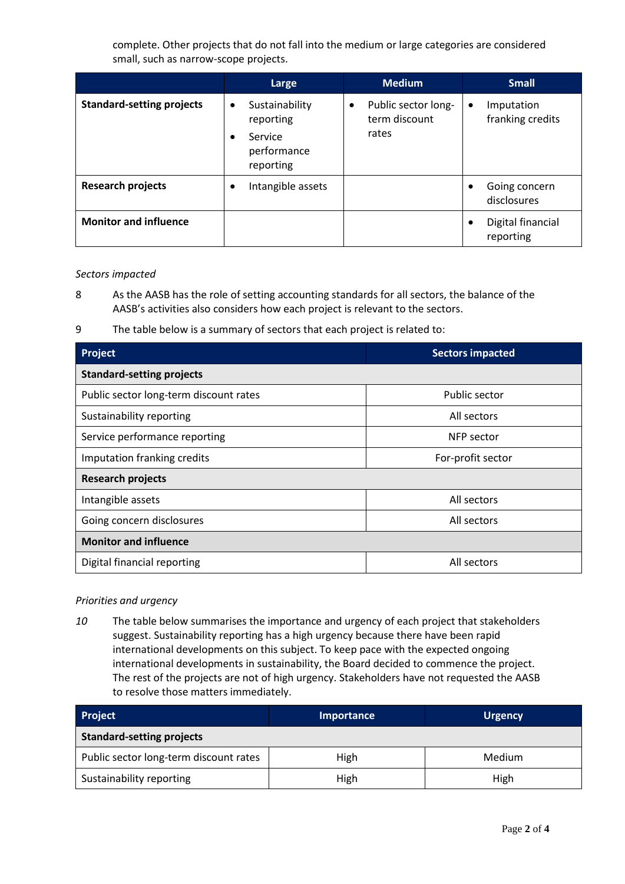complete. Other projects that do not fall into the medium or large categories are considered small, such as narrow-scope projects.

| | Large | Medium | Small |
|---|---|---|---|
| **Standard-setting projects** | • Sustainability reporting<br>• Service performance reporting | • Public sector long-term discount rates | • Imputation franking credits |
| **Research projects** | • Intangible assets | | • Going concern disclosures |
| **Monitor and influence** | | | • Digital financial reporting |

*Sectors impacted*

8 As the AASB has the role of setting accounting standards for all sectors, the balance of the AASB's activities also considers how each project is relevant to the sectors.

9 The table below is a summary of sectors that each project is related to:

| Project | Sectors impacted |
|---|---|
| **Standard-setting projects** | |
| Public sector long-term discount rates | Public sector |
| Sustainability reporting | All sectors |
| Service performance reporting | NFP sector |
| Imputation franking credits | For-profit sector |
| **Research projects** | |
| Intangible assets | All sectors |
| Going concern disclosures | All sectors |
| **Monitor and influence** | |
| Digital financial reporting | All sectors |

*Priorities and urgency*

*10* The table below summarises the importance and urgency of each project that stakeholders suggest. Sustainability reporting has a high urgency because there have been rapid international developments on this subject. To keep pace with the expected ongoing international developments in sustainability, the Board decided to commence the project. The rest of the projects are not of high urgency. Stakeholders have not requested the AASB to resolve those matters immediately.

| Project | Importance | Urgency |
|---|---|---|
| **Standard-setting projects** | | |
| Public sector long-term discount rates | High | Medium |
| Sustainability reporting | High | High |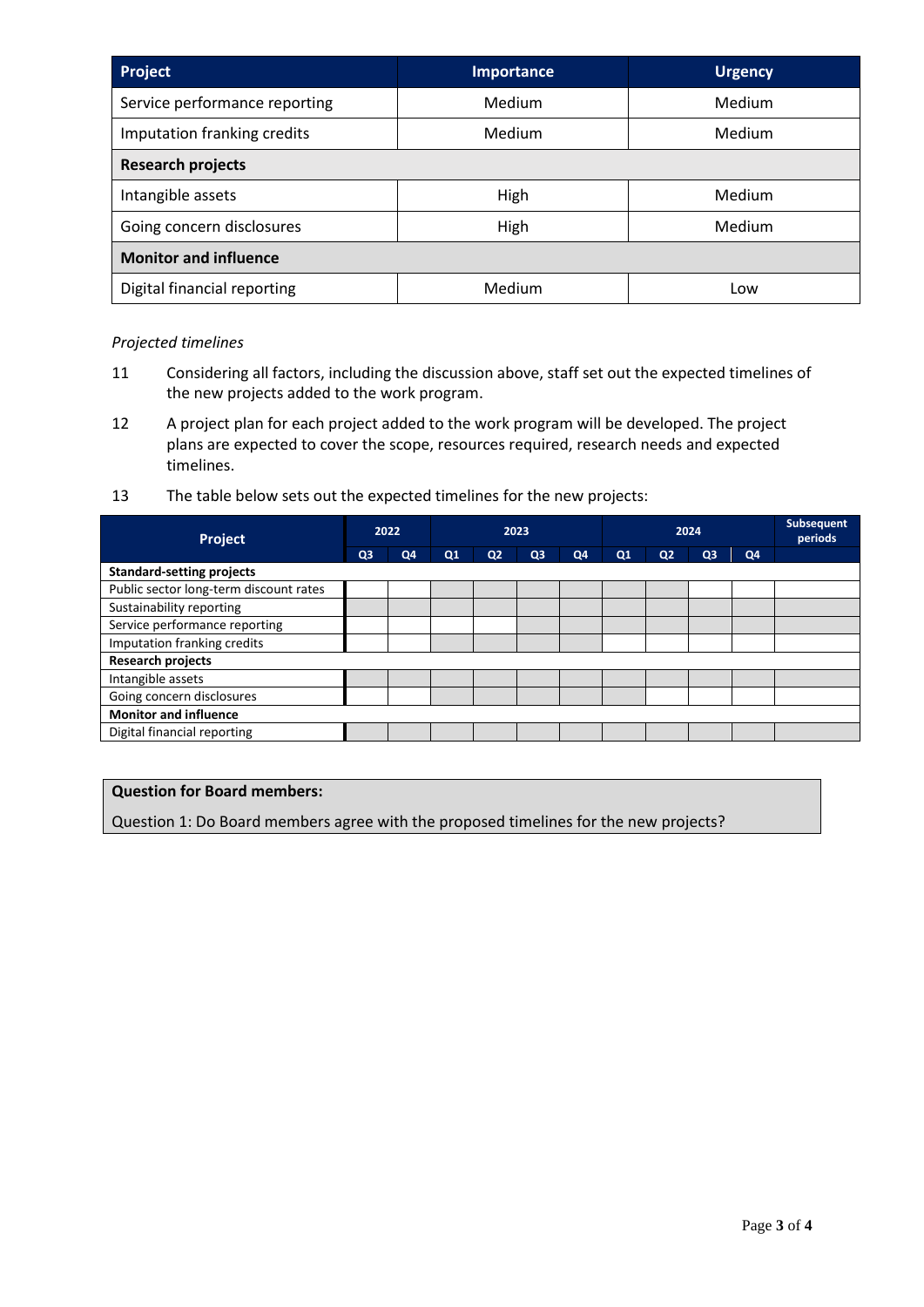| Project | Importance | Urgency |
|---|---|---|
| Service performance reporting | Medium | Medium |
| Imputation franking credits | Medium | Medium |
| **Research projects** | | |
| Intangible assets | High | Medium |
| Going concern disclosures | High | Medium |
| **Monitor and influence** | | |
| Digital financial reporting | Medium | Low |

*Projected timelines*

11 Considering all factors, including the discussion above, staff set out the expected timelines of the new projects added to the work program.

12 A project plan for each project added to the work program will be developed. The project plans are expected to cover the scope, resources required, research needs and expected timelines.

13 The table below sets out the expected timelines for the new projects:

| Project | 2022 | | 2023 | | | | 2024 | | | | Subsequent periods |
|---|---|---|---|---|---|---|---|---|---|---|---|
| | Q3 | Q4 | Q1 | Q2 | Q3 | Q4 | Q1 | Q2 | Q3 | Q4 | |
| **Standard-setting projects** | | | | | | | | | | | |
| Public sector long-term discount rates | | | | | | | | | | | |
| Sustainability reporting | ■ | ■ | ■ | ■ | ■ | ■ | ■ | ■ | ■ | ■ | ■ |
| Service performance reporting | | | | | ■ | ■ | ■ | ■ | ■ | ■ | ■ |
| Imputation franking credits | | | ■ | ■ | ■ | ■ | | | | | |
| **Research projects** | | | | | | | | | | | |
| Intangible assets | ■ | ■ | ■ | ■ | ■ | ■ | ■ | ■ | ■ | ■ | ■ |
| Going concern disclosures | | | ■ | ■ | ■ | ■ | ■ | | | | |
| **Monitor and influence** | | | | | | | | | | | |
| Digital financial reporting | ■ | ■ | ■ | ■ | ■ | ■ | ■ | ■ | ■ | ■ | ■ |

**Question for Board members:**

Question 1: Do Board members agree with the proposed timelines for the new projects?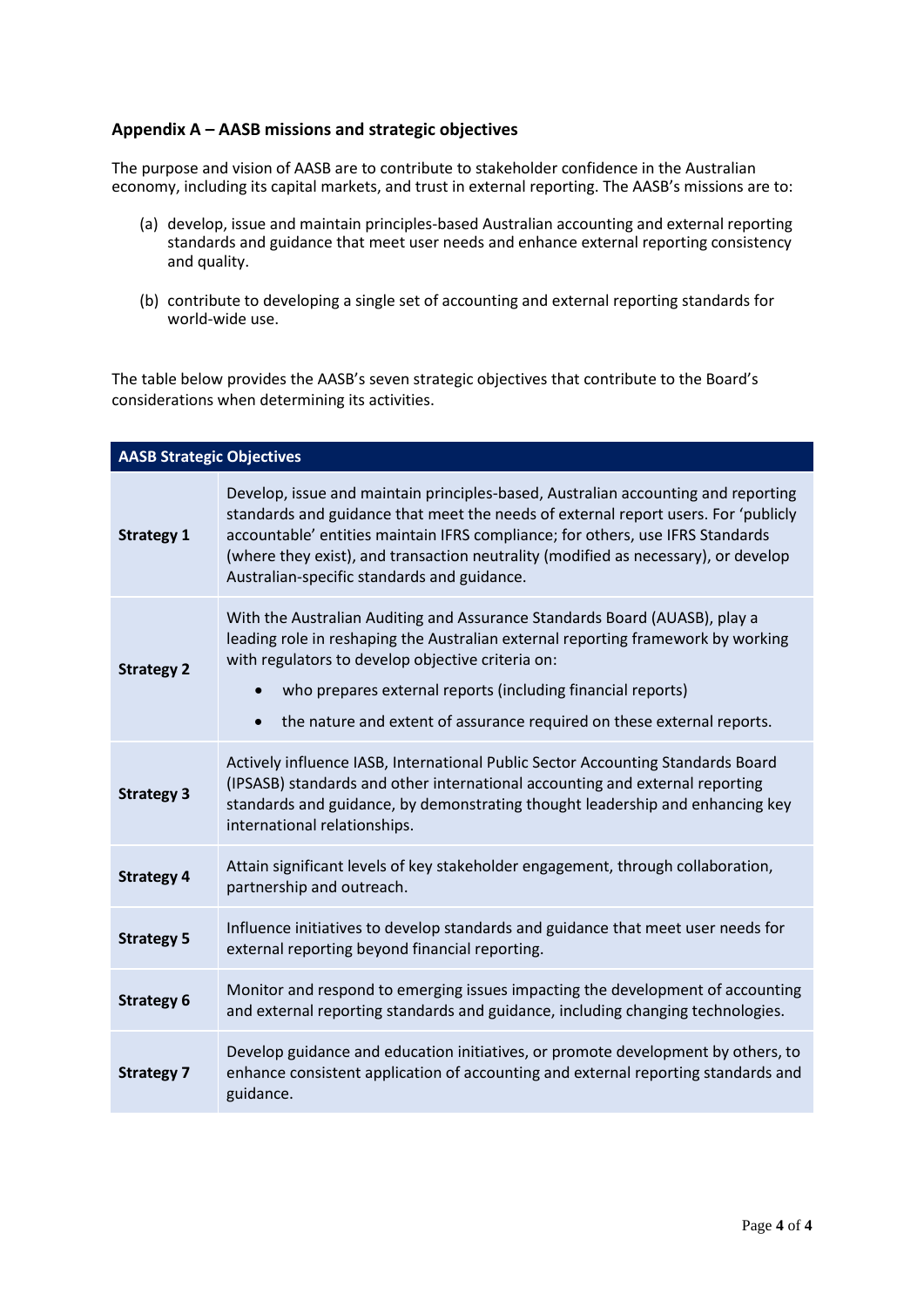## Appendix A – AASB missions and strategic objectives

The purpose and vision of AASB are to contribute to stakeholder confidence in the Australian economy, including its capital markets, and trust in external reporting. The AASB's missions are to:

(a) develop, issue and maintain principles-based Australian accounting and external reporting standards and guidance that meet user needs and enhance external reporting consistency and quality.

(b) contribute to developing a single set of accounting and external reporting standards for world-wide use.

The table below provides the AASB's seven strategic objectives that contribute to the Board's considerations when determining its activities.

| **AASB Strategic Objectives** | |
|---|---|
| **Strategy 1** | Develop, issue and maintain principles-based, Australian accounting and reporting standards and guidance that meet the needs of external report users. For 'publicly accountable' entities maintain IFRS compliance; for others, use IFRS Standards (where they exist), and transaction neutrality (modified as necessary), or develop Australian-specific standards and guidance. |
| **Strategy 2** | With the Australian Auditing and Assurance Standards Board (AUASB), play a leading role in reshaping the Australian external reporting framework by working with regulators to develop objective criteria on: • who prepares external reports (including financial reports) • the nature and extent of assurance required on these external reports. |
| **Strategy 3** | Actively influence IASB, International Public Sector Accounting Standards Board (IPSASB) standards and other international accounting and external reporting standards and guidance, by demonstrating thought leadership and enhancing key international relationships. |
| **Strategy 4** | Attain significant levels of key stakeholder engagement, through collaboration, partnership and outreach. |
| **Strategy 5** | Influence initiatives to develop standards and guidance that meet user needs for external reporting beyond financial reporting. |
| **Strategy 6** | Monitor and respond to emerging issues impacting the development of accounting and external reporting standards and guidance, including changing technologies. |
| **Strategy 7** | Develop guidance and education initiatives, or promote development by others, to enhance consistent application of accounting and external reporting standards and guidance. |